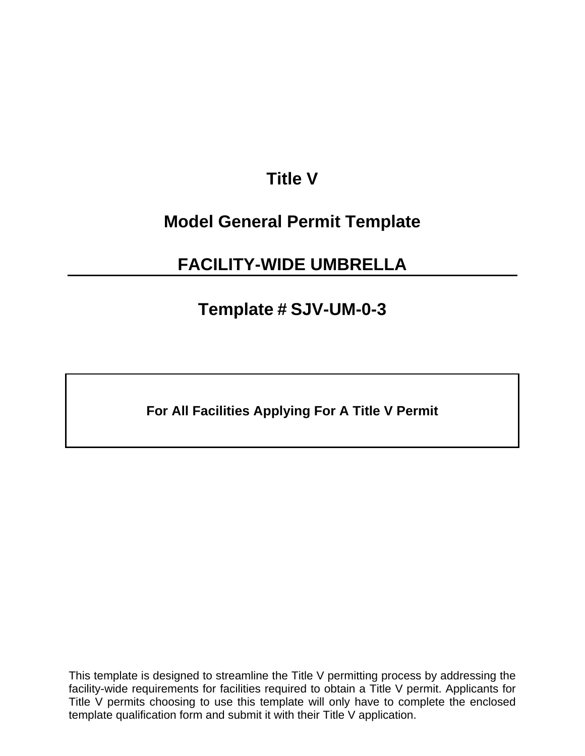# Title V

# Model General Permit Template

# FACILITY-WIDE UMBRELLA

# Template # SJV-UM-0-3

**For All Facilities Applying For A Title V Permit**

This template is designed to streamline the Title V permitting process by addressing the facility-wide requirements for facilities required to obtain a Title V permit. Applicants for Title V permits choosing to use this template will only have to complete the enclosed template qualification form and submit it with their Title V application.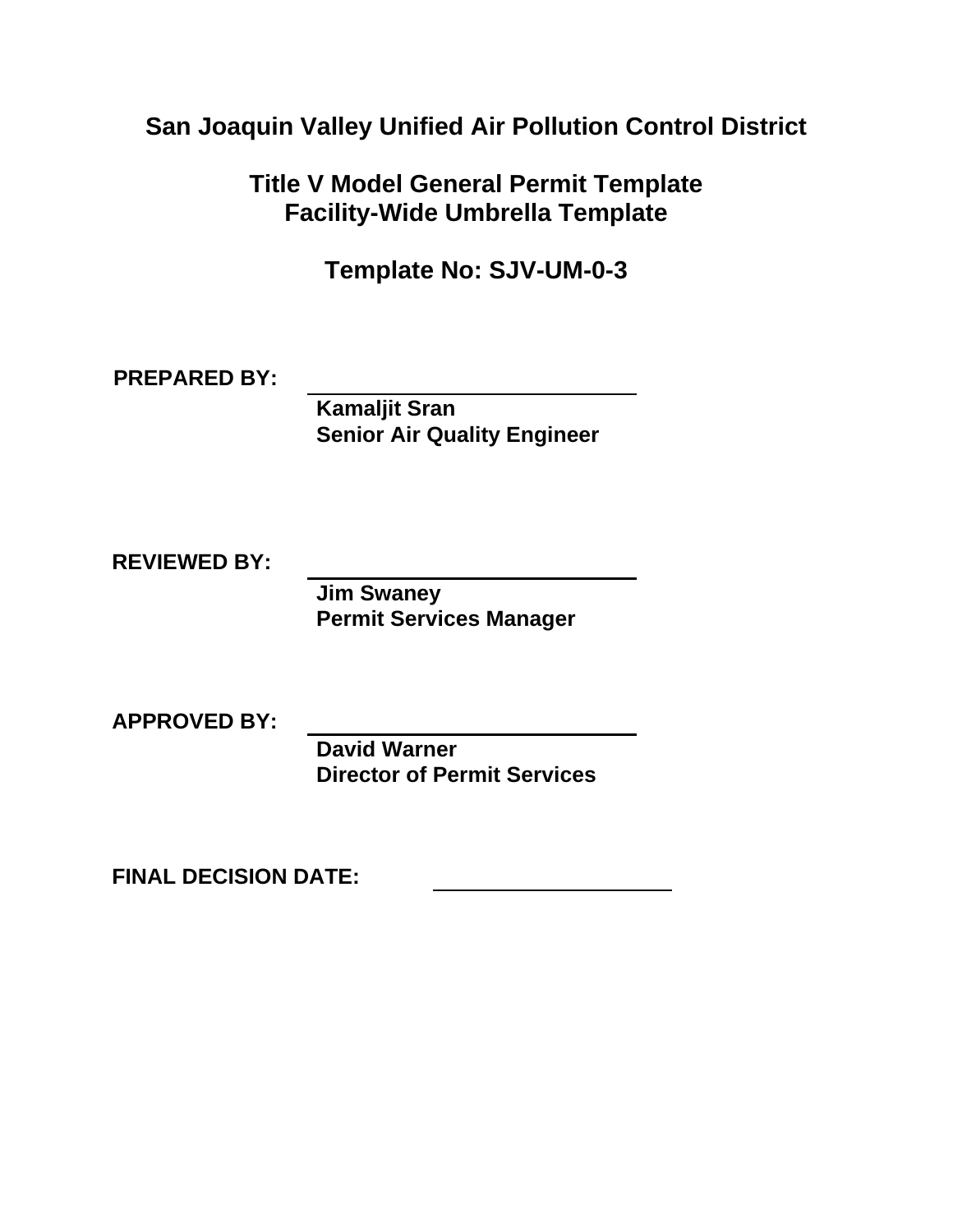# San Joaquin Valley Unified Air Pollution Control District

## Title V Model General Permit Template
## Facility-Wide Umbrella Template

## Template No: SJV-UM-0-3

**PREPARED BY:** ______________________________

**Kamaljit Sran**
**Senior Air Quality Engineer**

**REVIEWED BY:** ______________________________

**Jim Swaney**
**Permit Services Manager**

**APPROVED BY:** ______________________________

**David Warner**
**Director of Permit Services**

**FINAL DECISION DATE:** ______________________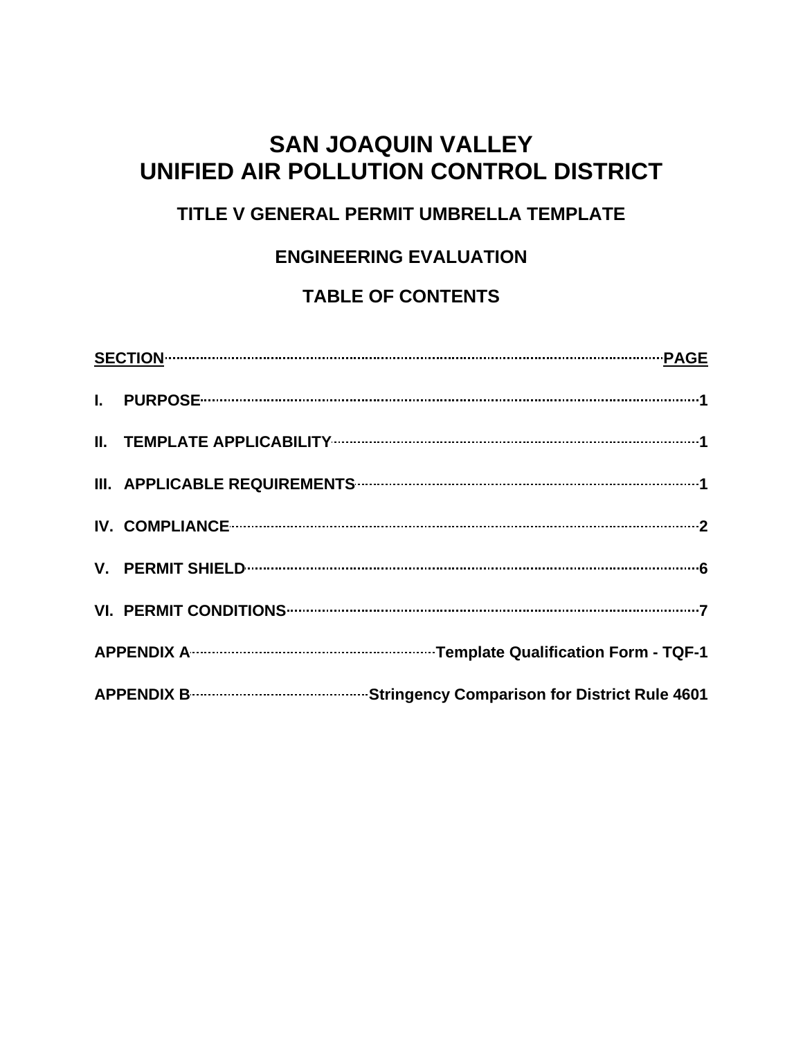# SAN JOAQUIN VALLEY UNIFIED AIR POLLUTION CONTROL DISTRICT

## TITLE V GENERAL PERMIT UMBRELLA TEMPLATE

## ENGINEERING EVALUATION

## TABLE OF CONTENTS

| SECTION | PAGE |
|---|---|
| I. PURPOSE | 1 |
| II. TEMPLATE APPLICABILITY | 1 |
| III. APPLICABLE REQUIREMENTS | 1 |
| IV. COMPLIANCE | 2 |
| V. PERMIT SHIELD | 6 |
| VI. PERMIT CONDITIONS | 7 |
| APPENDIX A | Template Qualification Form - TQF-1 |
| APPENDIX B | Stringency Comparison for District Rule 4601 |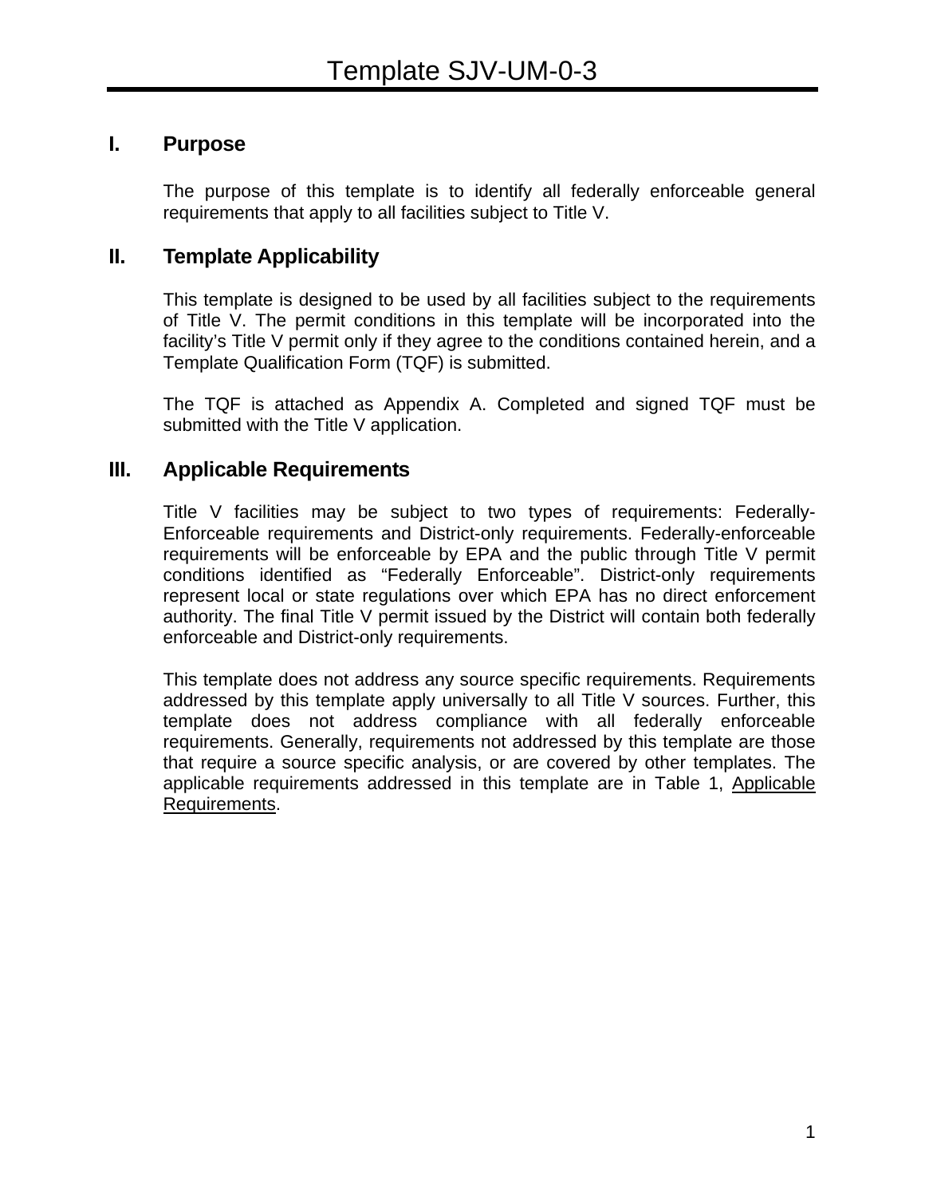# Template SJV-UM-0-3

## I. Purpose

The purpose of this template is to identify all federally enforceable general requirements that apply to all facilities subject to Title V.

## II. Template Applicability

This template is designed to be used by all facilities subject to the requirements of Title V. The permit conditions in this template will be incorporated into the facility's Title V permit only if they agree to the conditions contained herein, and a Template Qualification Form (TQF) is submitted.

The TQF is attached as Appendix A. Completed and signed TQF must be submitted with the Title V application.

## III. Applicable Requirements

Title V facilities may be subject to two types of requirements: Federally-Enforceable requirements and District-only requirements. Federally-enforceable requirements will be enforceable by EPA and the public through Title V permit conditions identified as "Federally Enforceable". District-only requirements represent local or state regulations over which EPA has no direct enforcement authority. The final Title V permit issued by the District will contain both federally enforceable and District-only requirements.

This template does not address any source specific requirements. Requirements addressed by this template apply universally to all Title V sources. Further, this template does not address compliance with all federally enforceable requirements. Generally, requirements not addressed by this template are those that require a source specific analysis, or are covered by other templates. The applicable requirements addressed in this template are in Table 1, Applicable Requirements.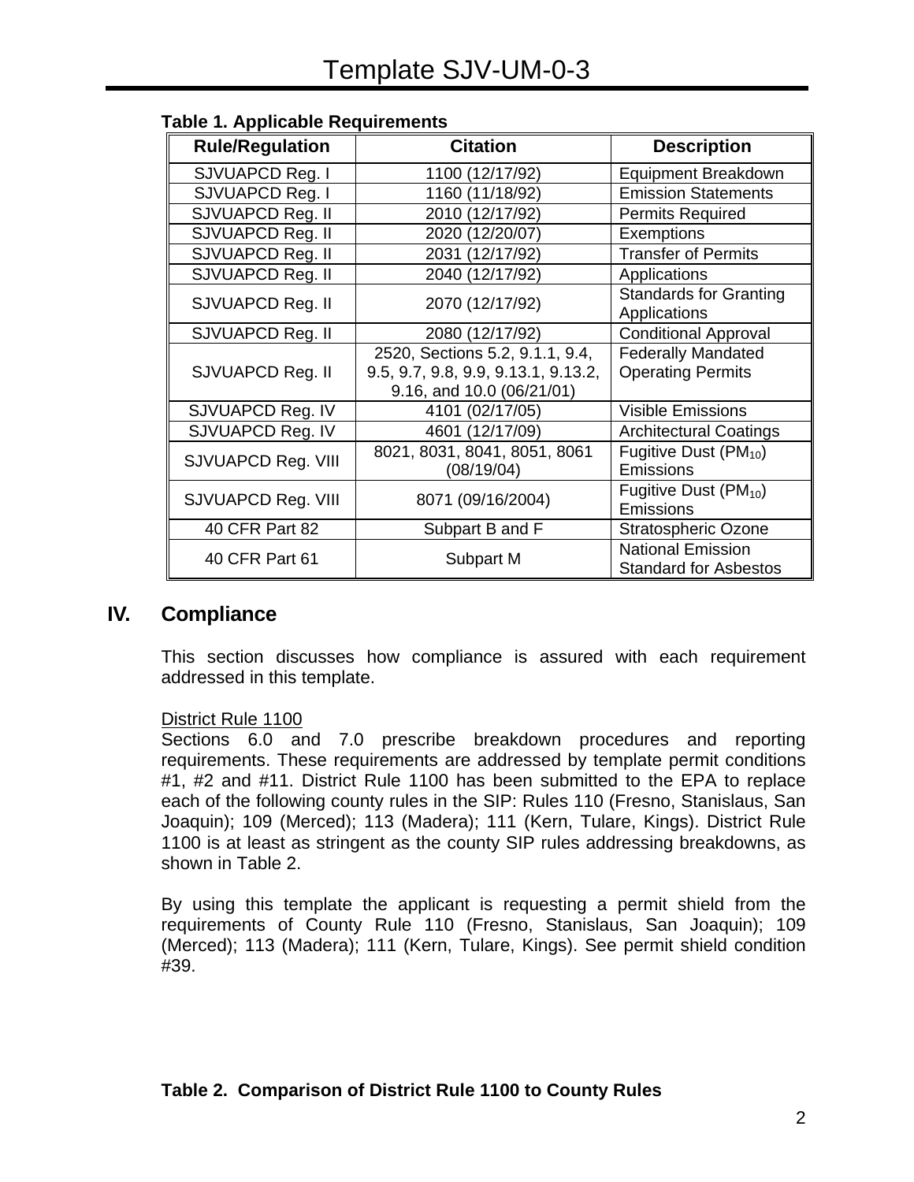**Table 1. Applicable Requirements**

| Rule/Regulation | Citation | Description |
|---|---|---|
| SJVUAPCD Reg. I | 1100 (12/17/92) | Equipment Breakdown |
| SJVUAPCD Reg. I | 1160 (11/18/92) | Emission Statements |
| SJVUAPCD Reg. II | 2010 (12/17/92) | Permits Required |
| SJVUAPCD Reg. II | 2020 (12/20/07) | Exemptions |
| SJVUAPCD Reg. II | 2031 (12/17/92) | Transfer of Permits |
| SJVUAPCD Reg. II | 2040 (12/17/92) | Applications |
| SJVUAPCD Reg. II | 2070 (12/17/92) | Standards for Granting Applications |
| SJVUAPCD Reg. II | 2080 (12/17/92) | Conditional Approval |
| SJVUAPCD Reg. II | 2520, Sections 5.2, 9.1.1, 9.4, 9.5, 9.7, 9.8, 9.9, 9.13.1, 9.13.2, 9.16, and 10.0 (06/21/01) | Federally Mandated Operating Permits |
| SJVUAPCD Reg. IV | 4101 (02/17/05) | Visible Emissions |
| SJVUAPCD Reg. IV | 4601 (12/17/09) | Architectural Coatings |
| SJVUAPCD Reg. VIII | 8021, 8031, 8041, 8051, 8061 (08/19/04) | Fugitive Dust ($PM_{10}$) Emissions |
| SJVUAPCD Reg. VIII | 8071 (09/16/2004) | Fugitive Dust ($PM_{10}$) Emissions |
| 40 CFR Part 82 | Subpart B and F | Stratospheric Ozone |
| 40 CFR Part 61 | Subpart M | National Emission Standard for Asbestos |

## IV. Compliance

This section discusses how compliance is assured with each requirement addressed in this template.

District Rule 1100

Sections 6.0 and 7.0 prescribe breakdown procedures and reporting requirements. These requirements are addressed by template permit conditions #1, #2 and #11. District Rule 1100 has been submitted to the EPA to replace each of the following county rules in the SIP: Rules 110 (Fresno, Stanislaus, San Joaquin); 109 (Merced); 113 (Madera); 111 (Kern, Tulare, Kings). District Rule 1100 is at least as stringent as the county SIP rules addressing breakdowns, as shown in Table 2.

By using this template the applicant is requesting a permit shield from the requirements of County Rule 110 (Fresno, Stanislaus, San Joaquin); 109 (Merced); 113 (Madera); 111 (Kern, Tulare, Kings). See permit shield condition #39.

**Table 2. Comparison of District Rule 1100 to County Rules**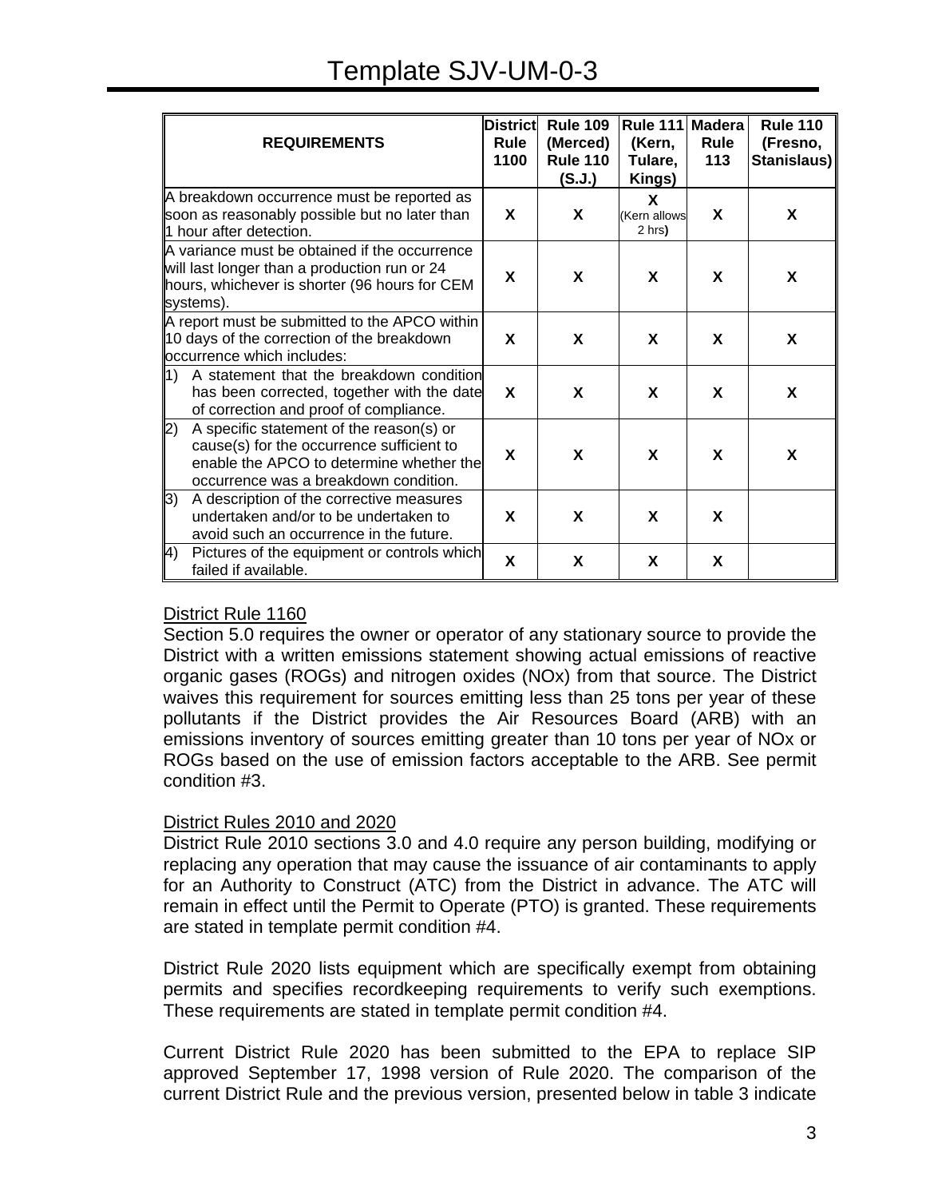# Template SJV-UM-0-3

| REQUIREMENTS | District Rule 1100 | Rule 109 (Merced) Rule 110 (S.J.) | Rule 111 (Kern, Tulare, Kings) | Madera Rule 113 | Rule 110 (Fresno, Stanislaus) |
|---|---|---|---|---|---|
| A breakdown occurrence must be reported as soon as reasonably possible but no later than 1 hour after detection. | X | X | X (Kern allows 2 hrs) | X | X |
| A variance must be obtained if the occurrence will last longer than a production run or 24 hours, whichever is shorter (96 hours for CEM systems). | X | X | X | X | X |
| A report must be submitted to the APCO within 10 days of the correction of the breakdown occurrence which includes: | X | X | X | X | X |
| 1) A statement that the breakdown condition has been corrected, together with the date of correction and proof of compliance. | X | X | X | X | X |
| 2) A specific statement of the reason(s) or cause(s) for the occurrence sufficient to enable the APCO to determine whether the occurrence was a breakdown condition. | X | X | X | X | X |
| 3) A description of the corrective measures undertaken and/or to be undertaken to avoid such an occurrence in the future. | X | X | X | X | |
| 4) Pictures of the equipment or controls which failed if available. | X | X | X | X | |

District Rule 1160

Section 5.0 requires the owner or operator of any stationary source to provide the District with a written emissions statement showing actual emissions of reactive organic gases (ROGs) and nitrogen oxides (NOx) from that source. The District waives this requirement for sources emitting less than 25 tons per year of these pollutants if the District provides the Air Resources Board (ARB) with an emissions inventory of sources emitting greater than 10 tons per year of NOx or ROGs based on the use of emission factors acceptable to the ARB. See permit condition #3.

District Rules 2010 and 2020

District Rule 2010 sections 3.0 and 4.0 require any person building, modifying or replacing any operation that may cause the issuance of air contaminants to apply for an Authority to Construct (ATC) from the District in advance. The ATC will remain in effect until the Permit to Operate (PTO) is granted. These requirements are stated in template permit condition #4.

District Rule 2020 lists equipment which are specifically exempt from obtaining permits and specifies recordkeeping requirements to verify such exemptions. These requirements are stated in template permit condition #4.

Current District Rule 2020 has been submitted to the EPA to replace SIP approved September 17, 1998 version of Rule 2020. The comparison of the current District Rule and the previous version, presented below in table 3 indicate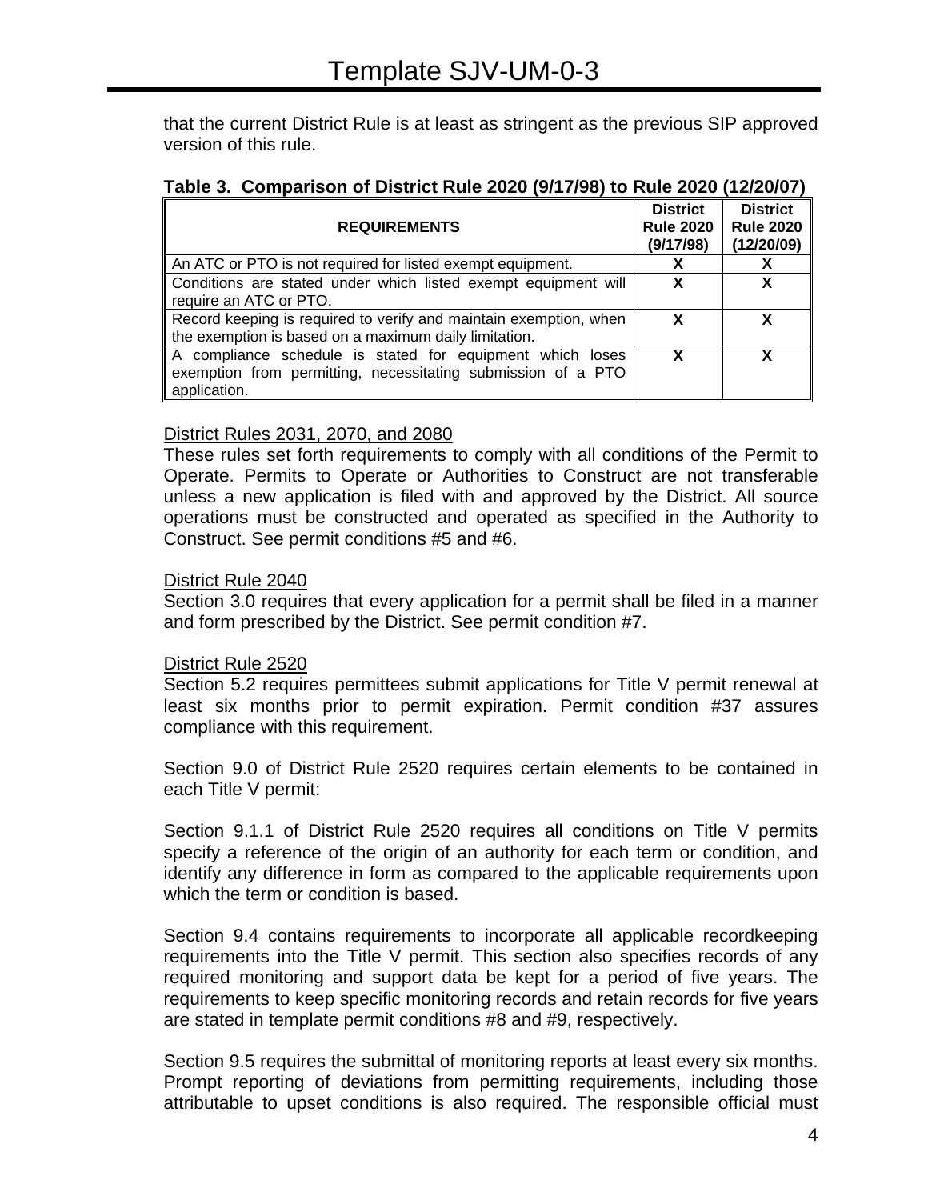that the current District Rule is at least as stringent as the previous SIP approved version of this rule.

**Table 3. Comparison of District Rule 2020 (9/17/98) to Rule 2020 (12/20/07)**

| REQUIREMENTS | District Rule 2020 (9/17/98) | District Rule 2020 (12/20/09) |
|---|---|---|
| An ATC or PTO is not required for listed exempt equipment. | X | X |
| Conditions are stated under which listed exempt equipment will require an ATC or PTO. | X | X |
| Record keeping is required to verify and maintain exemption, when the exemption is based on a maximum daily limitation. | X | X |
| A compliance schedule is stated for equipment which loses exemption from permitting, necessitating submission of a PTO application. | X | X |

District Rules 2031, 2070, and 2080

These rules set forth requirements to comply with all conditions of the Permit to Operate. Permits to Operate or Authorities to Construct are not transferable unless a new application is filed with and approved by the District. All source operations must be constructed and operated as specified in the Authority to Construct. See permit conditions #5 and #6.

District Rule 2040

Section 3.0 requires that every application for a permit shall be filed in a manner and form prescribed by the District. See permit condition #7.

District Rule 2520

Section 5.2 requires permittees submit applications for Title V permit renewal at least six months prior to permit expiration. Permit condition #37 assures compliance with this requirement.

Section 9.0 of District Rule 2520 requires certain elements to be contained in each Title V permit:

Section 9.1.1 of District Rule 2520 requires all conditions on Title V permits specify a reference of the origin of an authority for each term or condition, and identify any difference in form as compared to the applicable requirements upon which the term or condition is based.

Section 9.4 contains requirements to incorporate all applicable recordkeeping requirements into the Title V permit. This section also specifies records of any required monitoring and support data be kept for a period of five years. The requirements to keep specific monitoring records and retain records for five years are stated in template permit conditions #8 and #9, respectively.

Section 9.5 requires the submittal of monitoring reports at least every six months. Prompt reporting of deviations from permitting requirements, including those attributable to upset conditions is also required. The responsible official must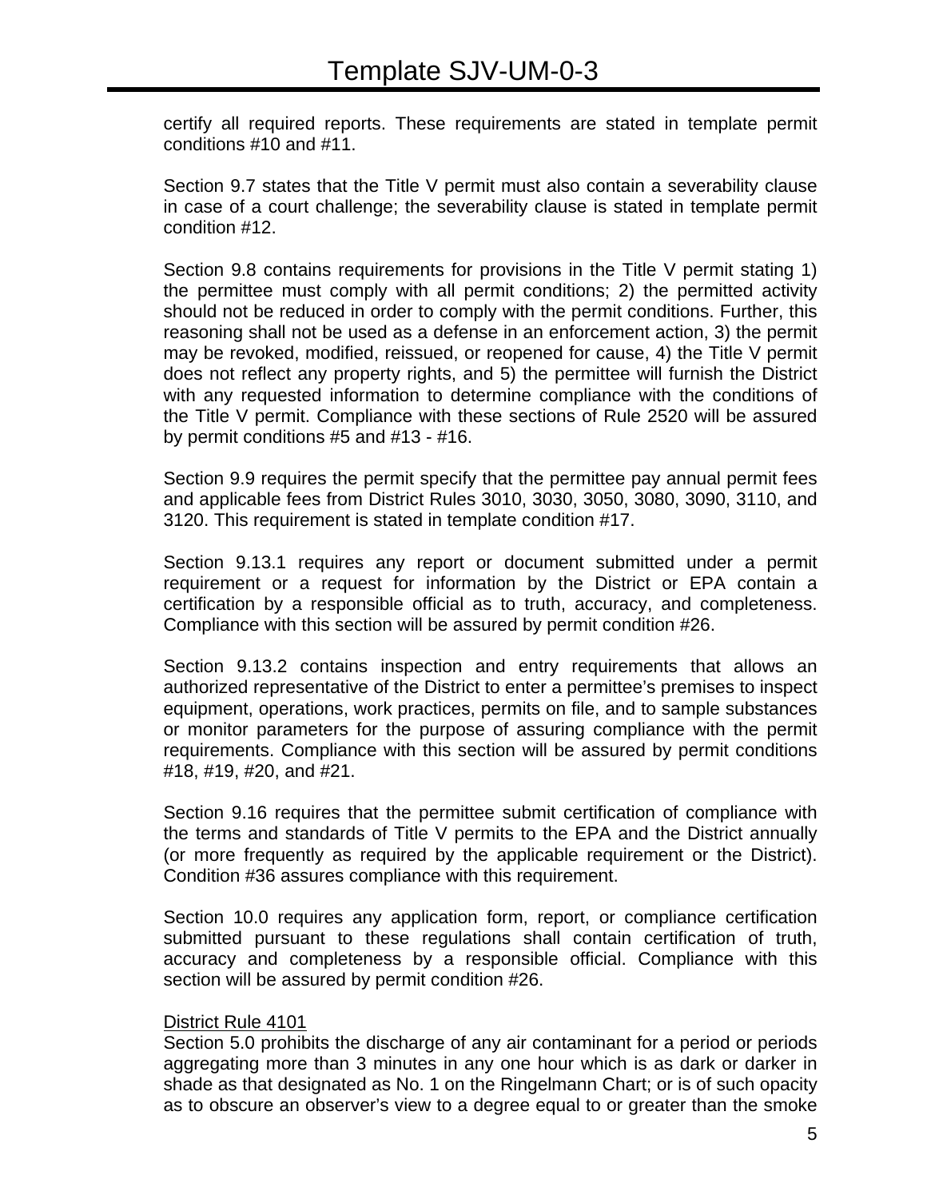certify all required reports. These requirements are stated in template permit conditions #10 and #11.

Section 9.7 states that the Title V permit must also contain a severability clause in case of a court challenge; the severability clause is stated in template permit condition #12.

Section 9.8 contains requirements for provisions in the Title V permit stating 1) the permittee must comply with all permit conditions; 2) the permitted activity should not be reduced in order to comply with the permit conditions. Further, this reasoning shall not be used as a defense in an enforcement action, 3) the permit may be revoked, modified, reissued, or reopened for cause, 4) the Title V permit does not reflect any property rights, and 5) the permittee will furnish the District with any requested information to determine compliance with the conditions of the Title V permit. Compliance with these sections of Rule 2520 will be assured by permit conditions #5 and #13 - #16.

Section 9.9 requires the permit specify that the permittee pay annual permit fees and applicable fees from District Rules 3010, 3030, 3050, 3080, 3090, 3110, and 3120. This requirement is stated in template condition #17.

Section 9.13.1 requires any report or document submitted under a permit requirement or a request for information by the District or EPA contain a certification by a responsible official as to truth, accuracy, and completeness. Compliance with this section will be assured by permit condition #26.

Section 9.13.2 contains inspection and entry requirements that allows an authorized representative of the District to enter a permittee's premises to inspect equipment, operations, work practices, permits on file, and to sample substances or monitor parameters for the purpose of assuring compliance with the permit requirements. Compliance with this section will be assured by permit conditions #18, #19, #20, and #21.

Section 9.16 requires that the permittee submit certification of compliance with the terms and standards of Title V permits to the EPA and the District annually (or more frequently as required by the applicable requirement or the District). Condition #36 assures compliance with this requirement.

Section 10.0 requires any application form, report, or compliance certification submitted pursuant to these regulations shall contain certification of truth, accuracy and completeness by a responsible official. Compliance with this section will be assured by permit condition #26.

District Rule 4101

Section 5.0 prohibits the discharge of any air contaminant for a period or periods aggregating more than 3 minutes in any one hour which is as dark or darker in shade as that designated as No. 1 on the Ringelmann Chart; or is of such opacity as to obscure an observer's view to a degree equal to or greater than the smoke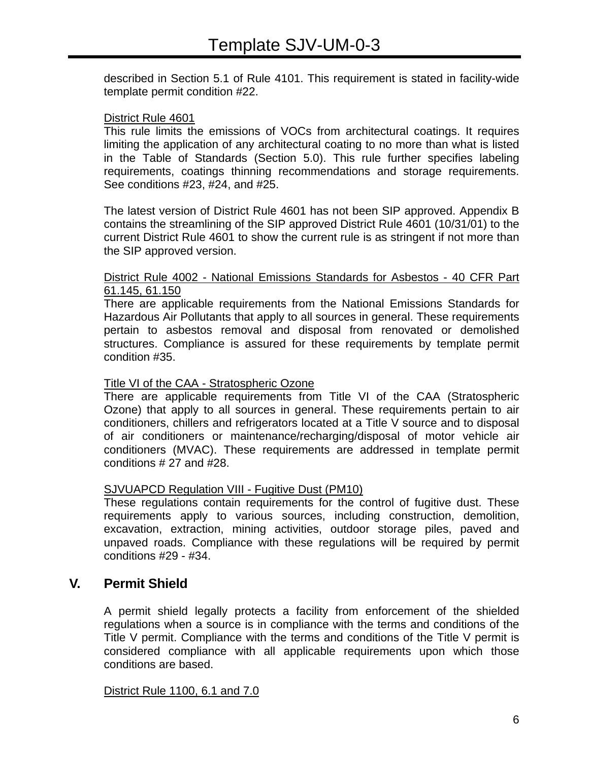described in Section 5.1 of Rule 4101. This requirement is stated in facility-wide template permit condition #22.

District Rule 4601

This rule limits the emissions of VOCs from architectural coatings. It requires limiting the application of any architectural coating to no more than what is listed in the Table of Standards (Section 5.0). This rule further specifies labeling requirements, coatings thinning recommendations and storage requirements. See conditions #23, #24, and #25.

The latest version of District Rule 4601 has not been SIP approved. Appendix B contains the streamlining of the SIP approved District Rule 4601 (10/31/01) to the current District Rule 4601 to show the current rule is as stringent if not more than the SIP approved version.

District Rule 4002 - National Emissions Standards for Asbestos - 40 CFR Part 61.145, 61.150

There are applicable requirements from the National Emissions Standards for Hazardous Air Pollutants that apply to all sources in general. These requirements pertain to asbestos removal and disposal from renovated or demolished structures. Compliance is assured for these requirements by template permit condition #35.

Title VI of the CAA - Stratospheric Ozone

There are applicable requirements from Title VI of the CAA (Stratospheric Ozone) that apply to all sources in general. These requirements pertain to air conditioners, chillers and refrigerators located at a Title V source and to disposal of air conditioners or maintenance/recharging/disposal of motor vehicle air conditioners (MVAC). These requirements are addressed in template permit conditions # 27 and #28.

SJVUAPCD Regulation VIII - Fugitive Dust (PM10)

These regulations contain requirements for the control of fugitive dust. These requirements apply to various sources, including construction, demolition, excavation, extraction, mining activities, outdoor storage piles, paved and unpaved roads. Compliance with these regulations will be required by permit conditions #29 - #34.

## V. Permit Shield

A permit shield legally protects a facility from enforcement of the shielded regulations when a source is in compliance with the terms and conditions of the Title V permit. Compliance with the terms and conditions of the Title V permit is considered compliance with all applicable requirements upon which those conditions are based.

District Rule 1100, 6.1 and 7.0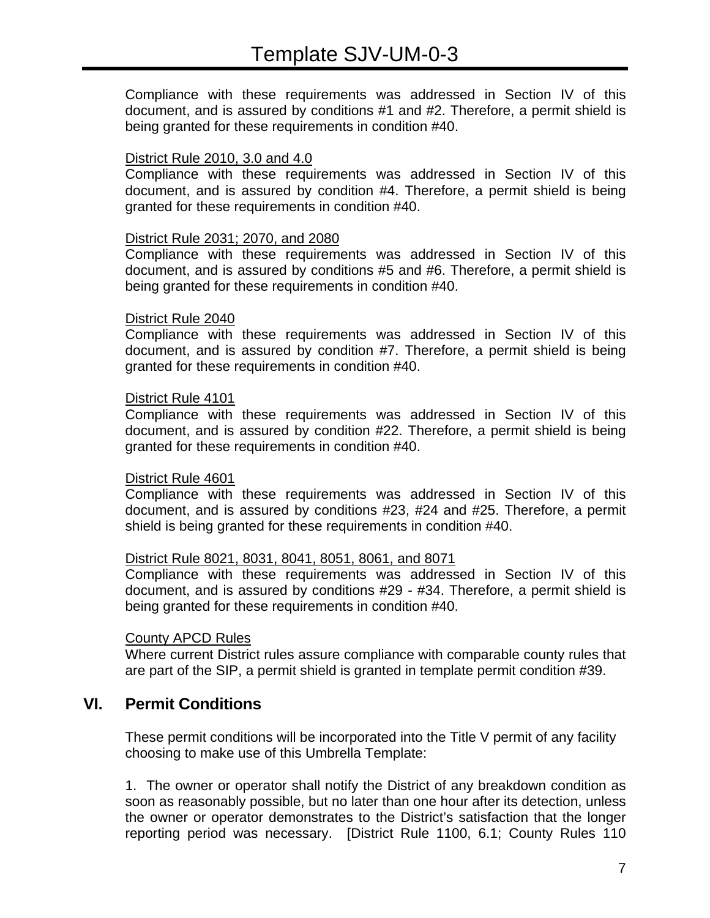Compliance with these requirements was addressed in Section IV of this document, and is assured by conditions #1 and #2. Therefore, a permit shield is being granted for these requirements in condition #40.

District Rule 2010, 3.0 and 4.0

Compliance with these requirements was addressed in Section IV of this document, and is assured by condition #4. Therefore, a permit shield is being granted for these requirements in condition #40.

District Rule 2031; 2070, and 2080

Compliance with these requirements was addressed in Section IV of this document, and is assured by conditions #5 and #6. Therefore, a permit shield is being granted for these requirements in condition #40.

District Rule 2040

Compliance with these requirements was addressed in Section IV of this document, and is assured by condition #7. Therefore, a permit shield is being granted for these requirements in condition #40.

District Rule 4101

Compliance with these requirements was addressed in Section IV of this document, and is assured by condition #22. Therefore, a permit shield is being granted for these requirements in condition #40.

District Rule 4601

Compliance with these requirements was addressed in Section IV of this document, and is assured by conditions #23, #24 and #25. Therefore, a permit shield is being granted for these requirements in condition #40.

District Rule 8021, 8031, 8041, 8051, 8061, and 8071

Compliance with these requirements was addressed in Section IV of this document, and is assured by conditions #29 - #34. Therefore, a permit shield is being granted for these requirements in condition #40.

County APCD Rules

Where current District rules assure compliance with comparable county rules that are part of the SIP, a permit shield is granted in template permit condition #39.

## VI. Permit Conditions

These permit conditions will be incorporated into the Title V permit of any facility choosing to make use of this Umbrella Template:

1. The owner or operator shall notify the District of any breakdown condition as soon as reasonably possible, but no later than one hour after its detection, unless the owner or operator demonstrates to the District's satisfaction that the longer reporting period was necessary. [District Rule 1100, 6.1; County Rules 110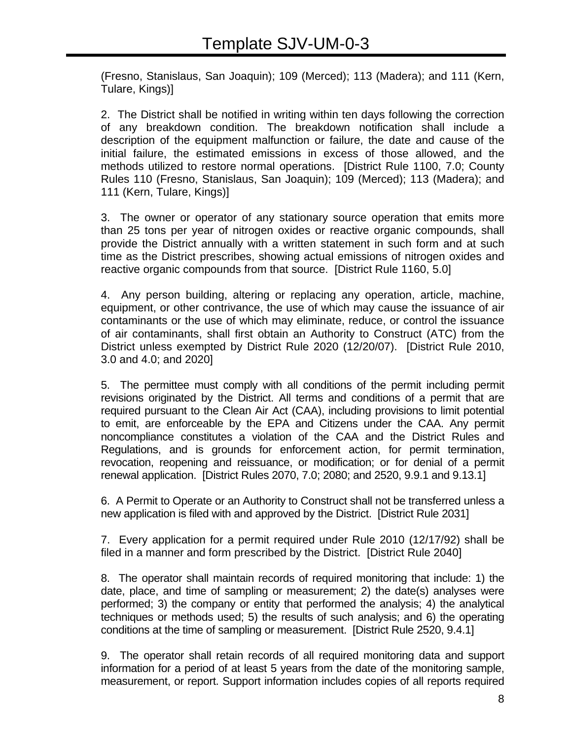(Fresno, Stanislaus, San Joaquin); 109 (Merced); 113 (Madera); and 111 (Kern, Tulare, Kings)]

2. The District shall be notified in writing within ten days following the correction of any breakdown condition. The breakdown notification shall include a description of the equipment malfunction or failure, the date and cause of the initial failure, the estimated emissions in excess of those allowed, and the methods utilized to restore normal operations. [District Rule 1100, 7.0; County Rules 110 (Fresno, Stanislaus, San Joaquin); 109 (Merced); 113 (Madera); and 111 (Kern, Tulare, Kings)]

3. The owner or operator of any stationary source operation that emits more than 25 tons per year of nitrogen oxides or reactive organic compounds, shall provide the District annually with a written statement in such form and at such time as the District prescribes, showing actual emissions of nitrogen oxides and reactive organic compounds from that source. [District Rule 1160, 5.0]

4. Any person building, altering or replacing any operation, article, machine, equipment, or other contrivance, the use of which may cause the issuance of air contaminants or the use of which may eliminate, reduce, or control the issuance of air contaminants, shall first obtain an Authority to Construct (ATC) from the District unless exempted by District Rule 2020 (12/20/07). [District Rule 2010, 3.0 and 4.0; and 2020]

5. The permittee must comply with all conditions of the permit including permit revisions originated by the District. All terms and conditions of a permit that are required pursuant to the Clean Air Act (CAA), including provisions to limit potential to emit, are enforceable by the EPA and Citizens under the CAA. Any permit noncompliance constitutes a violation of the CAA and the District Rules and Regulations, and is grounds for enforcement action, for permit termination, revocation, reopening and reissuance, or modification; or for denial of a permit renewal application. [District Rules 2070, 7.0; 2080; and 2520, 9.9.1 and 9.13.1]

6. A Permit to Operate or an Authority to Construct shall not be transferred unless a new application is filed with and approved by the District. [District Rule 2031]

7. Every application for a permit required under Rule 2010 (12/17/92) shall be filed in a manner and form prescribed by the District. [District Rule 2040]

8. The operator shall maintain records of required monitoring that include: 1) the date, place, and time of sampling or measurement; 2) the date(s) analyses were performed; 3) the company or entity that performed the analysis; 4) the analytical techniques or methods used; 5) the results of such analysis; and 6) the operating conditions at the time of sampling or measurement. [District Rule 2520, 9.4.1]

9. The operator shall retain records of all required monitoring data and support information for a period of at least 5 years from the date of the monitoring sample, measurement, or report. Support information includes copies of all reports required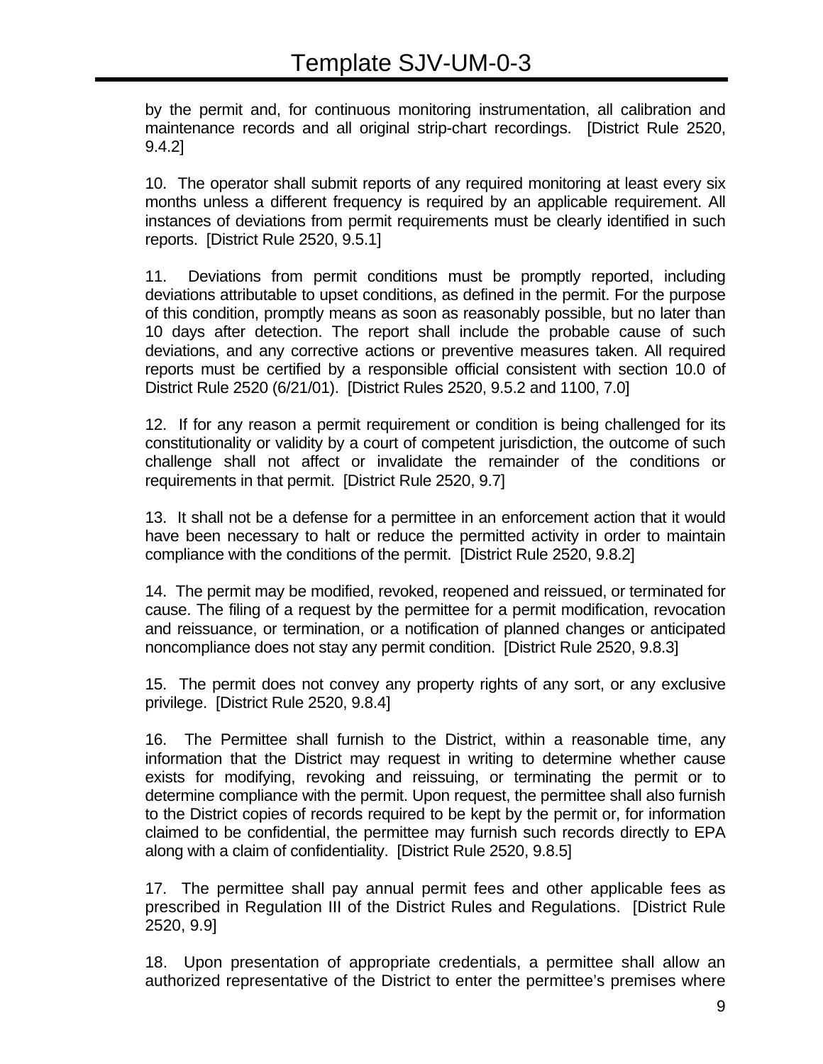by the permit and, for continuous monitoring instrumentation, all calibration and maintenance records and all original strip-chart recordings. [District Rule 2520, 9.4.2]

10. The operator shall submit reports of any required monitoring at least every six months unless a different frequency is required by an applicable requirement. All instances of deviations from permit requirements must be clearly identified in such reports. [District Rule 2520, 9.5.1]

11. Deviations from permit conditions must be promptly reported, including deviations attributable to upset conditions, as defined in the permit. For the purpose of this condition, promptly means as soon as reasonably possible, but no later than 10 days after detection. The report shall include the probable cause of such deviations, and any corrective actions or preventive measures taken. All required reports must be certified by a responsible official consistent with section 10.0 of District Rule 2520 (6/21/01). [District Rules 2520, 9.5.2 and 1100, 7.0]

12. If for any reason a permit requirement or condition is being challenged for its constitutionality or validity by a court of competent jurisdiction, the outcome of such challenge shall not affect or invalidate the remainder of the conditions or requirements in that permit. [District Rule 2520, 9.7]

13. It shall not be a defense for a permittee in an enforcement action that it would have been necessary to halt or reduce the permitted activity in order to maintain compliance with the conditions of the permit. [District Rule 2520, 9.8.2]

14. The permit may be modified, revoked, reopened and reissued, or terminated for cause. The filing of a request by the permittee for a permit modification, revocation and reissuance, or termination, or a notification of planned changes or anticipated noncompliance does not stay any permit condition. [District Rule 2520, 9.8.3]

15. The permit does not convey any property rights of any sort, or any exclusive privilege. [District Rule 2520, 9.8.4]

16. The Permittee shall furnish to the District, within a reasonable time, any information that the District may request in writing to determine whether cause exists for modifying, revoking and reissuing, or terminating the permit or to determine compliance with the permit. Upon request, the permittee shall also furnish to the District copies of records required to be kept by the permit or, for information claimed to be confidential, the permittee may furnish such records directly to EPA along with a claim of confidentiality. [District Rule 2520, 9.8.5]

17. The permittee shall pay annual permit fees and other applicable fees as prescribed in Regulation III of the District Rules and Regulations. [District Rule 2520, 9.9]

18. Upon presentation of appropriate credentials, a permittee shall allow an authorized representative of the District to enter the permittee's premises where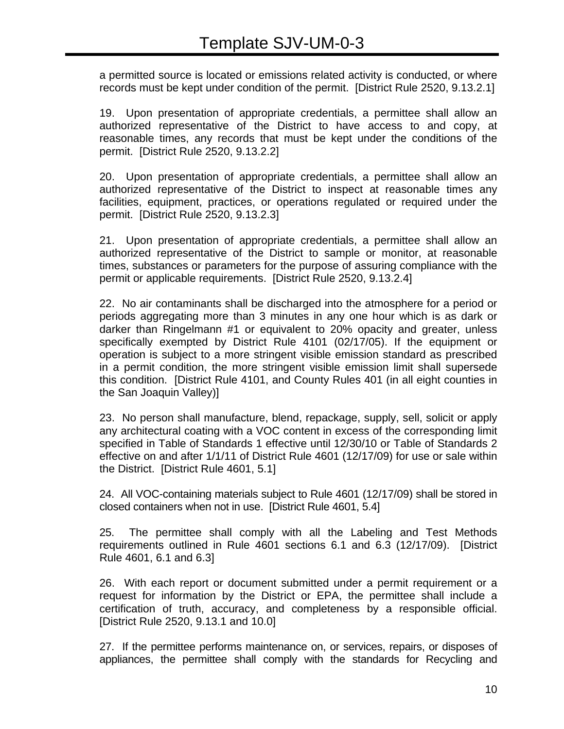a permitted source is located or emissions related activity is conducted, or where records must be kept under condition of the permit. [District Rule 2520, 9.13.2.1]

19. Upon presentation of appropriate credentials, a permittee shall allow an authorized representative of the District to have access to and copy, at reasonable times, any records that must be kept under the conditions of the permit. [District Rule 2520, 9.13.2.2]

20. Upon presentation of appropriate credentials, a permittee shall allow an authorized representative of the District to inspect at reasonable times any facilities, equipment, practices, or operations regulated or required under the permit. [District Rule 2520, 9.13.2.3]

21. Upon presentation of appropriate credentials, a permittee shall allow an authorized representative of the District to sample or monitor, at reasonable times, substances or parameters for the purpose of assuring compliance with the permit or applicable requirements. [District Rule 2520, 9.13.2.4]

22. No air contaminants shall be discharged into the atmosphere for a period or periods aggregating more than 3 minutes in any one hour which is as dark or darker than Ringelmann #1 or equivalent to 20% opacity and greater, unless specifically exempted by District Rule 4101 (02/17/05). If the equipment or operation is subject to a more stringent visible emission standard as prescribed in a permit condition, the more stringent visible emission limit shall supersede this condition. [District Rule 4101, and County Rules 401 (in all eight counties in the San Joaquin Valley)]

23. No person shall manufacture, blend, repackage, supply, sell, solicit or apply any architectural coating with a VOC content in excess of the corresponding limit specified in Table of Standards 1 effective until 12/30/10 or Table of Standards 2 effective on and after 1/1/11 of District Rule 4601 (12/17/09) for use or sale within the District. [District Rule 4601, 5.1]

24. All VOC-containing materials subject to Rule 4601 (12/17/09) shall be stored in closed containers when not in use. [District Rule 4601, 5.4]

25. The permittee shall comply with all the Labeling and Test Methods requirements outlined in Rule 4601 sections 6.1 and 6.3 (12/17/09). [District Rule 4601, 6.1 and 6.3]

26. With each report or document submitted under a permit requirement or a request for information by the District or EPA, the permittee shall include a certification of truth, accuracy, and completeness by a responsible official. [District Rule 2520, 9.13.1 and 10.0]

27. If the permittee performs maintenance on, or services, repairs, or disposes of appliances, the permittee shall comply with the standards for Recycling and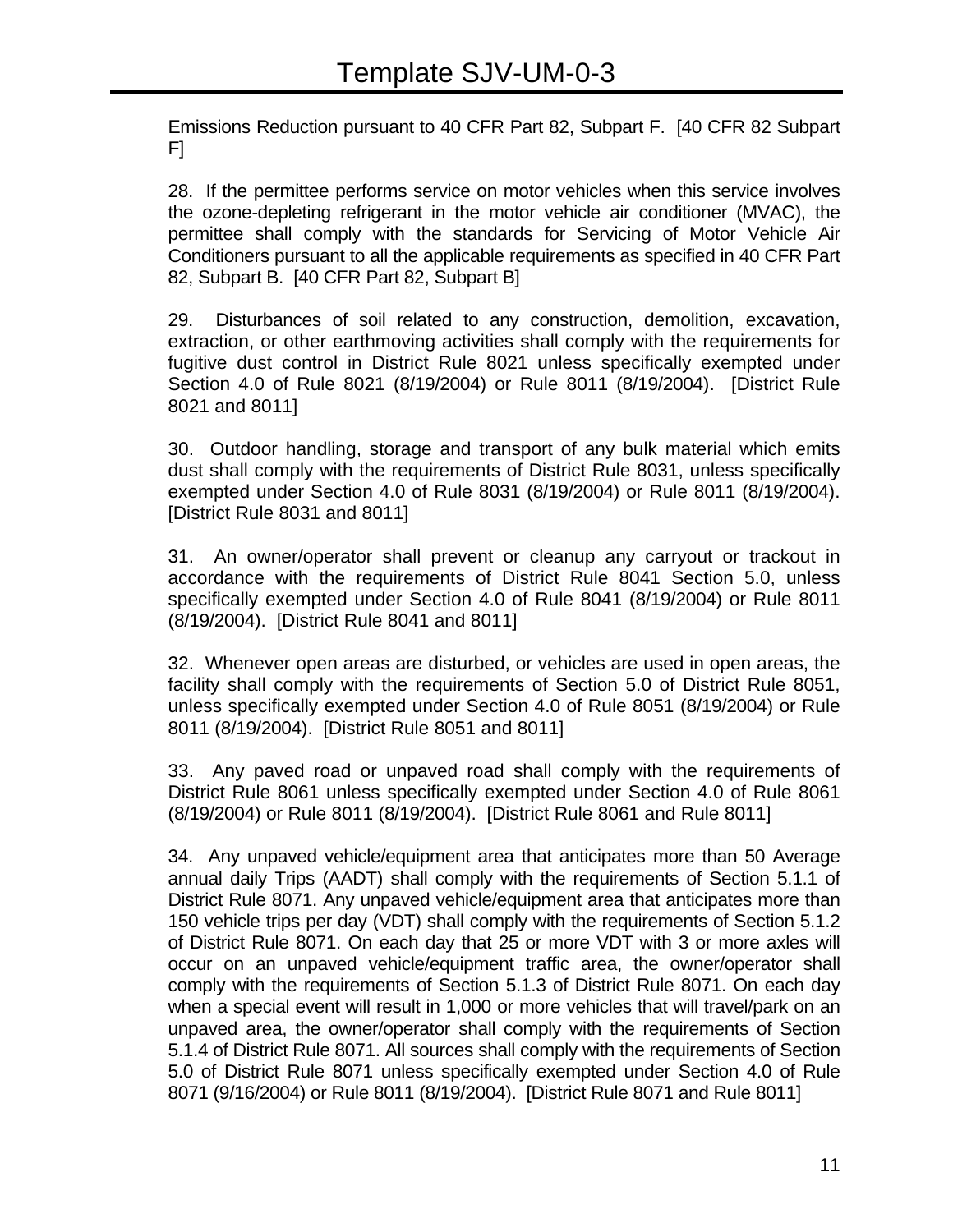Emissions Reduction pursuant to 40 CFR Part 82, Subpart F. [40 CFR 82 Subpart F]

28. If the permittee performs service on motor vehicles when this service involves the ozone-depleting refrigerant in the motor vehicle air conditioner (MVAC), the permittee shall comply with the standards for Servicing of Motor Vehicle Air Conditioners pursuant to all the applicable requirements as specified in 40 CFR Part 82, Subpart B. [40 CFR Part 82, Subpart B]

29. Disturbances of soil related to any construction, demolition, excavation, extraction, or other earthmoving activities shall comply with the requirements for fugitive dust control in District Rule 8021 unless specifically exempted under Section 4.0 of Rule 8021 (8/19/2004) or Rule 8011 (8/19/2004). [District Rule 8021 and 8011]

30. Outdoor handling, storage and transport of any bulk material which emits dust shall comply with the requirements of District Rule 8031, unless specifically exempted under Section 4.0 of Rule 8031 (8/19/2004) or Rule 8011 (8/19/2004). [District Rule 8031 and 8011]

31. An owner/operator shall prevent or cleanup any carryout or trackout in accordance with the requirements of District Rule 8041 Section 5.0, unless specifically exempted under Section 4.0 of Rule 8041 (8/19/2004) or Rule 8011 (8/19/2004). [District Rule 8041 and 8011]

32. Whenever open areas are disturbed, or vehicles are used in open areas, the facility shall comply with the requirements of Section 5.0 of District Rule 8051, unless specifically exempted under Section 4.0 of Rule 8051 (8/19/2004) or Rule 8011 (8/19/2004). [District Rule 8051 and 8011]

33. Any paved road or unpaved road shall comply with the requirements of District Rule 8061 unless specifically exempted under Section 4.0 of Rule 8061 (8/19/2004) or Rule 8011 (8/19/2004). [District Rule 8061 and Rule 8011]

34. Any unpaved vehicle/equipment area that anticipates more than 50 Average annual daily Trips (AADT) shall comply with the requirements of Section 5.1.1 of District Rule 8071. Any unpaved vehicle/equipment area that anticipates more than 150 vehicle trips per day (VDT) shall comply with the requirements of Section 5.1.2 of District Rule 8071. On each day that 25 or more VDT with 3 or more axles will occur on an unpaved vehicle/equipment traffic area, the owner/operator shall comply with the requirements of Section 5.1.3 of District Rule 8071. On each day when a special event will result in 1,000 or more vehicles that will travel/park on an unpaved area, the owner/operator shall comply with the requirements of Section 5.1.4 of District Rule 8071. All sources shall comply with the requirements of Section 5.0 of District Rule 8071 unless specifically exempted under Section 4.0 of Rule 8071 (9/16/2004) or Rule 8011 (8/19/2004). [District Rule 8071 and Rule 8011]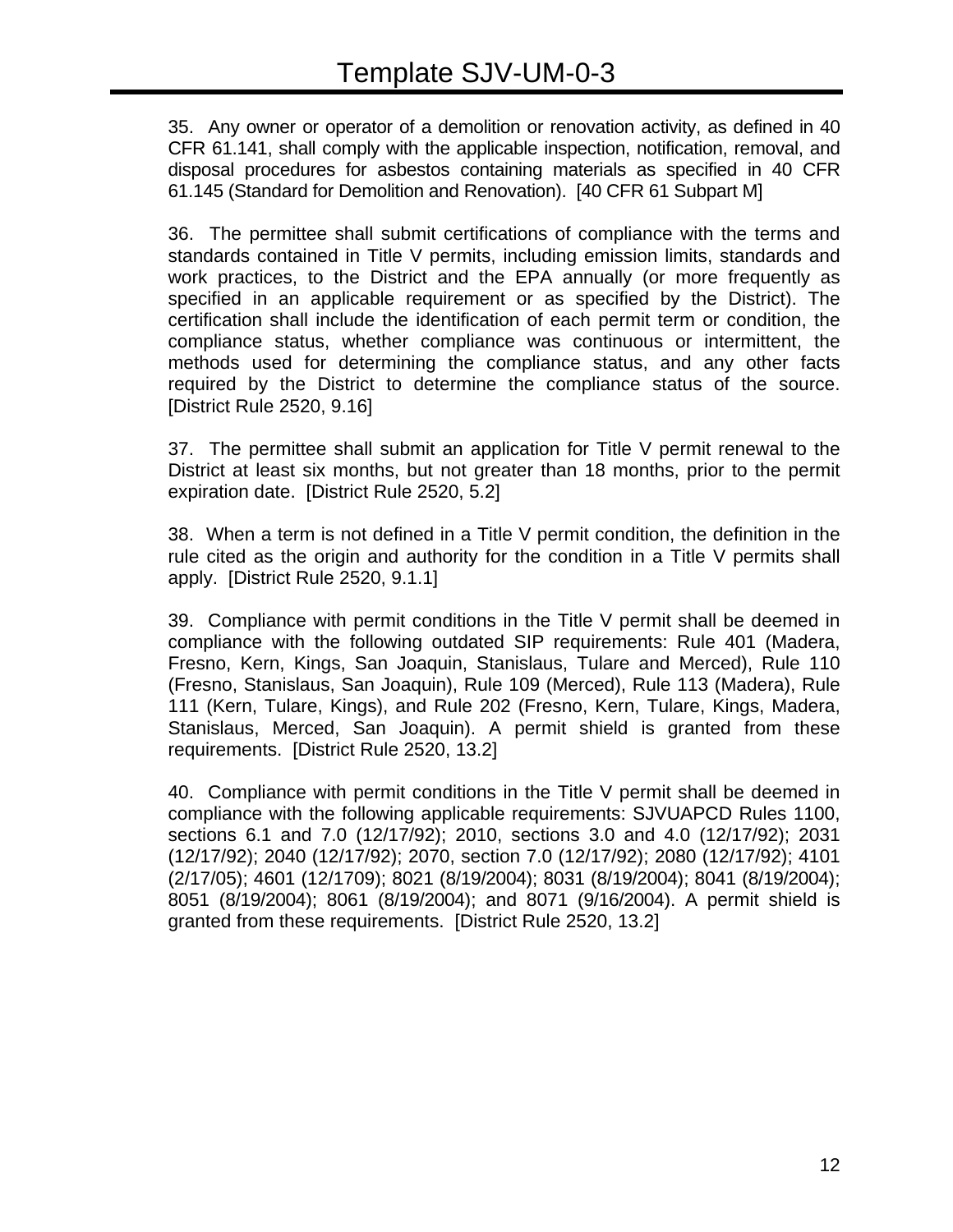35. Any owner or operator of a demolition or renovation activity, as defined in 40 CFR 61.141, shall comply with the applicable inspection, notification, removal, and disposal procedures for asbestos containing materials as specified in 40 CFR 61.145 (Standard for Demolition and Renovation). [40 CFR 61 Subpart M]

36. The permittee shall submit certifications of compliance with the terms and standards contained in Title V permits, including emission limits, standards and work practices, to the District and the EPA annually (or more frequently as specified in an applicable requirement or as specified by the District). The certification shall include the identification of each permit term or condition, the compliance status, whether compliance was continuous or intermittent, the methods used for determining the compliance status, and any other facts required by the District to determine the compliance status of the source. [District Rule 2520, 9.16]

37. The permittee shall submit an application for Title V permit renewal to the District at least six months, but not greater than 18 months, prior to the permit expiration date. [District Rule 2520, 5.2]

38. When a term is not defined in a Title V permit condition, the definition in the rule cited as the origin and authority for the condition in a Title V permits shall apply. [District Rule 2520, 9.1.1]

39. Compliance with permit conditions in the Title V permit shall be deemed in compliance with the following outdated SIP requirements: Rule 401 (Madera, Fresno, Kern, Kings, San Joaquin, Stanislaus, Tulare and Merced), Rule 110 (Fresno, Stanislaus, San Joaquin), Rule 109 (Merced), Rule 113 (Madera), Rule 111 (Kern, Tulare, Kings), and Rule 202 (Fresno, Kern, Tulare, Kings, Madera, Stanislaus, Merced, San Joaquin). A permit shield is granted from these requirements. [District Rule 2520, 13.2]

40. Compliance with permit conditions in the Title V permit shall be deemed in compliance with the following applicable requirements: SJVUAPCD Rules 1100, sections 6.1 and 7.0 (12/17/92); 2010, sections 3.0 and 4.0 (12/17/92); 2031 (12/17/92); 2040 (12/17/92); 2070, section 7.0 (12/17/92); 2080 (12/17/92); 4101 (2/17/05); 4601 (12/1709); 8021 (8/19/2004); 8031 (8/19/2004); 8041 (8/19/2004); 8051 (8/19/2004); 8061 (8/19/2004); and 8071 (9/16/2004). A permit shield is granted from these requirements. [District Rule 2520, 13.2]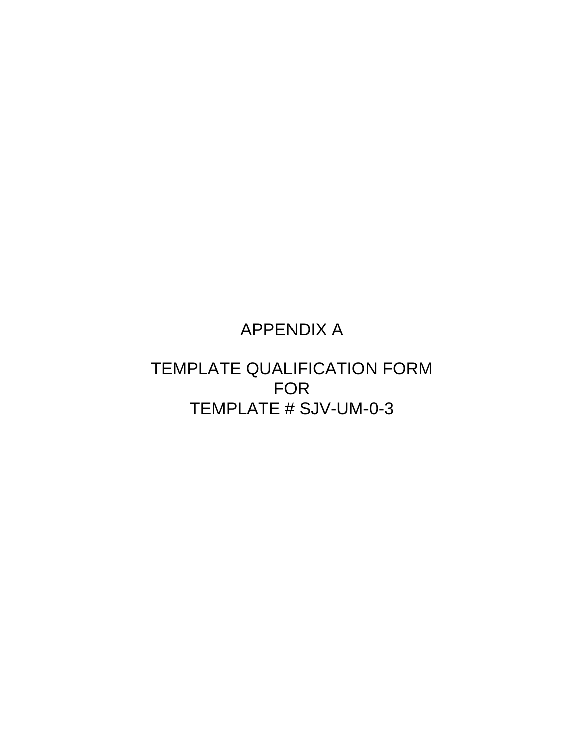# APPENDIX A

# TEMPLATE QUALIFICATION FORM
# FOR
# TEMPLATE # SJV-UM-0-3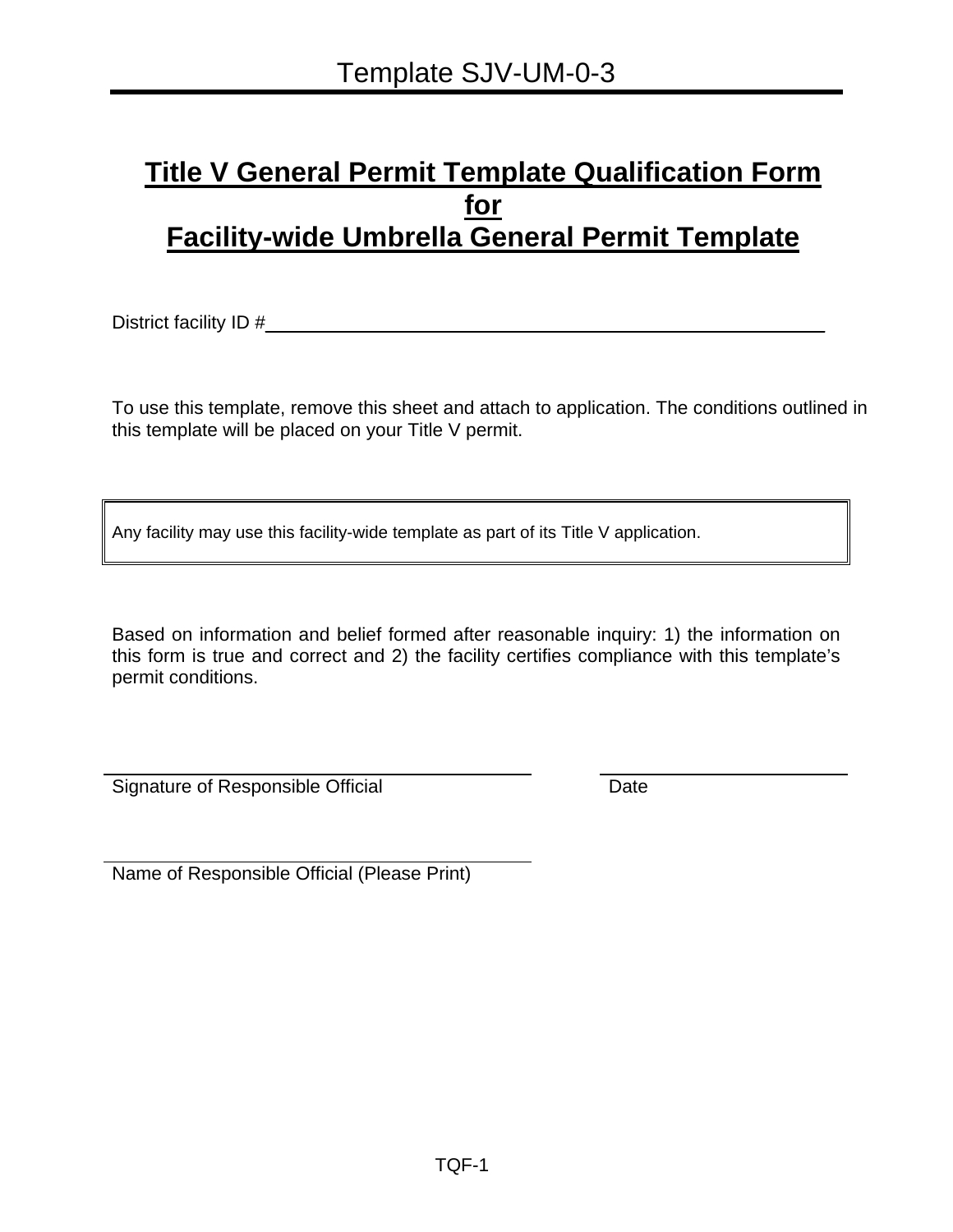Template SJV-UM-0-3

# Title V General Permit Template Qualification Form for Facility-wide Umbrella General Permit Template

District facility ID #\_\_\_\_\_\_\_\_\_\_\_\_\_\_\_\_\_\_\_\_\_\_\_\_\_\_\_\_\_\_\_\_\_\_\_\_\_\_\_\_\_\_\_\_

To use this template, remove this sheet and attach to application. The conditions outlined in this template will be placed on your Title V permit.

| Any facility may use this facility-wide template as part of its Title V application. |
|---|

Based on information and belief formed after reasonable inquiry: 1) the information on this form is true and correct and 2) the facility certifies compliance with this template's permit conditions.

\_\_\_\_\_\_\_\_\_\_\_\_\_\_\_\_\_\_\_\_\_\_\_\_\_\_\_\_\_\_\_\_\_\_\_\_ \_\_\_\_\_\_\_\_\_\_\_\_\_\_\_\_\_\_\_\_

Signature of Responsible Official Date

\_\_\_\_\_\_\_\_\_\_\_\_\_\_\_\_\_\_\_\_\_\_\_\_\_\_\_\_\_\_\_\_\_\_\_\_

Name of Responsible Official (Please Print)

TQF-1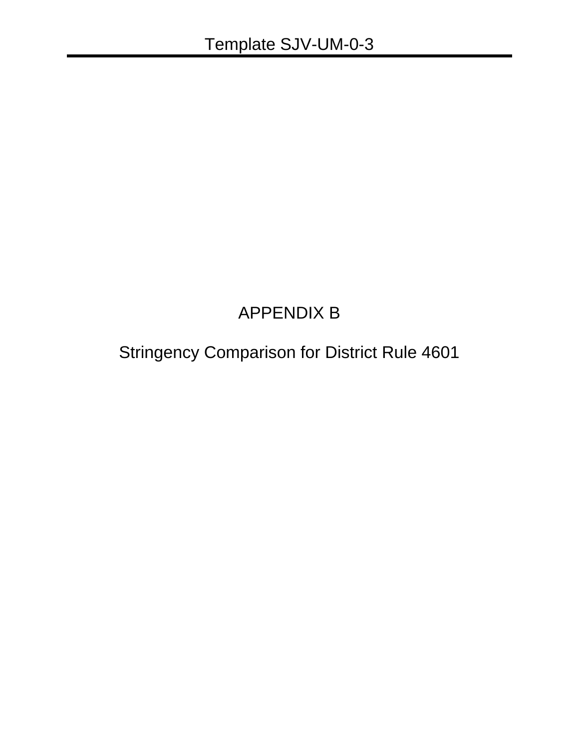# APPENDIX B

## Stringency Comparison for District Rule 4601